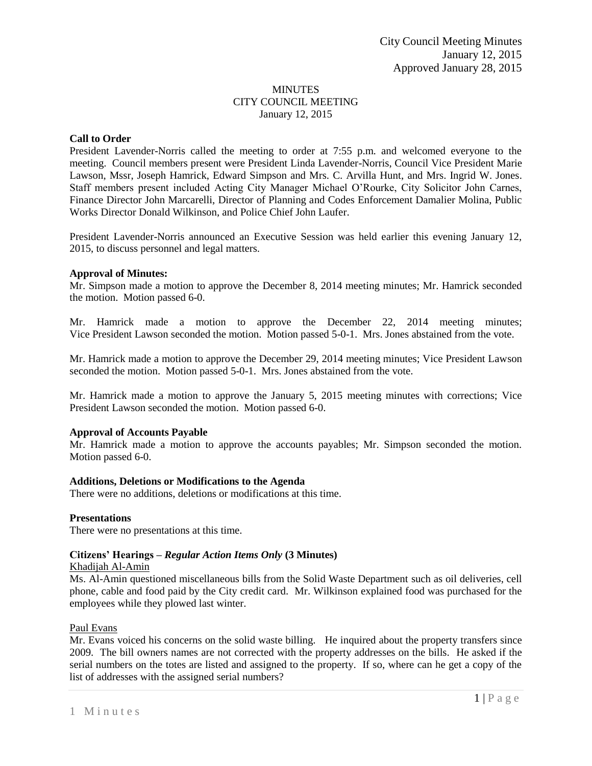# MINUTES
## CITY COUNCIL MEETING
### January 12, 2015

**Call to Order**

President Lavender-Norris called the meeting to order at 7:55 p.m. and welcomed everyone to the meeting. Council members present were President Linda Lavender-Norris, Council Vice President Marie Lawson, Mssr, Joseph Hamrick, Edward Simpson and Mrs. C. Arvilla Hunt, and Mrs. Ingrid W. Jones. Staff members present included Acting City Manager Michael O'Rourke, City Solicitor John Carnes, Finance Director John Marcarelli, Director of Planning and Codes Enforcement Damalier Molina, Public Works Director Donald Wilkinson, and Police Chief John Laufer.

President Lavender-Norris announced an Executive Session was held earlier this evening January 12, 2015, to discuss personnel and legal matters.

**Approval of Minutes:**

Mr. Simpson made a motion to approve the December 8, 2014 meeting minutes; Mr. Hamrick seconded the motion. Motion passed 6-0.

Mr. Hamrick made a motion to approve the December 22, 2014 meeting minutes; Vice President Lawson seconded the motion. Motion passed 5-0-1. Mrs. Jones abstained from the vote.

Mr. Hamrick made a motion to approve the December 29, 2014 meeting minutes; Vice President Lawson seconded the motion. Motion passed 5-0-1. Mrs. Jones abstained from the vote.

Mr. Hamrick made a motion to approve the January 5, 2015 meeting minutes with corrections; Vice President Lawson seconded the motion. Motion passed 6-0.

**Approval of Accounts Payable**

Mr. Hamrick made a motion to approve the accounts payables; Mr. Simpson seconded the motion. Motion passed 6-0.

**Additions, Deletions or Modifications to the Agenda**

There were no additions, deletions or modifications at this time.

**Presentations**

There were no presentations at this time.

**Citizens' Hearings – *Regular Action Items Only* (3 Minutes)**

Khadijah Al-Amin

Ms. Al-Amin questioned miscellaneous bills from the Solid Waste Department such as oil deliveries, cell phone, cable and food paid by the City credit card. Mr. Wilkinson explained food was purchased for the employees while they plowed last winter.

Paul Evans

Mr. Evans voiced his concerns on the solid waste billing. He inquired about the property transfers since 2009. The bill owners names are not corrected with the property addresses on the bills. He asked if the serial numbers on the totes are listed and assigned to the property. If so, where can he get a copy of the list of addresses with the assigned serial numbers?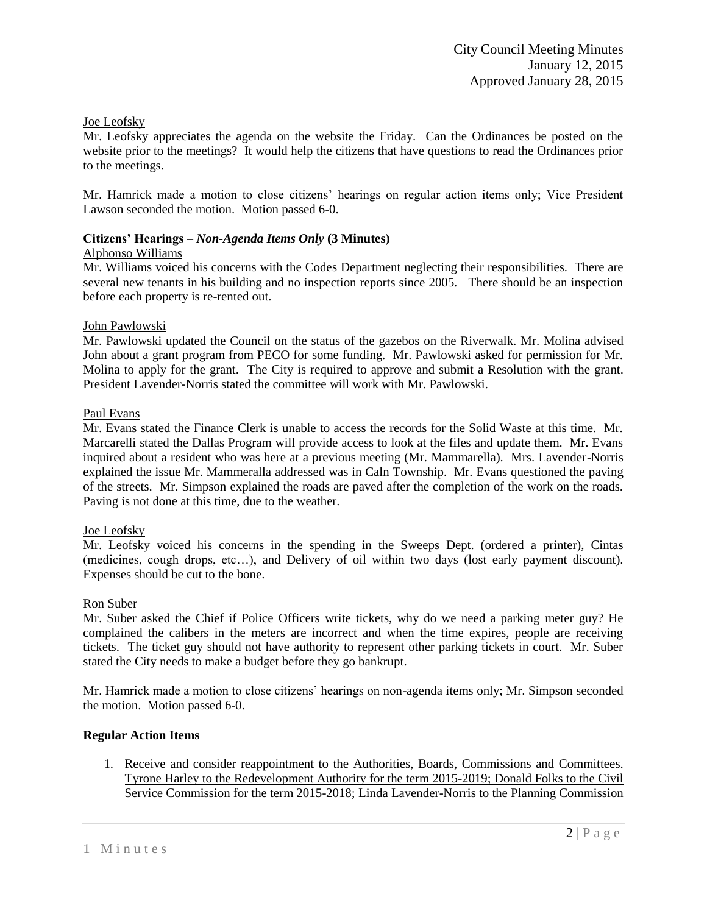Joe Leofsky

Mr. Leofsky appreciates the agenda on the website the Friday. Can the Ordinances be posted on the website prior to the meetings? It would help the citizens that have questions to read the Ordinances prior to the meetings.

Mr. Hamrick made a motion to close citizens' hearings on regular action items only; Vice President Lawson seconded the motion. Motion passed 6-0.

**Citizens' Hearings – *Non-Agenda Items Only* (3 Minutes)**

Alphonso Williams

Mr. Williams voiced his concerns with the Codes Department neglecting their responsibilities. There are several new tenants in his building and no inspection reports since 2005. There should be an inspection before each property is re-rented out.

John Pawlowski

Mr. Pawlowski updated the Council on the status of the gazebos on the Riverwalk. Mr. Molina advised John about a grant program from PECO for some funding. Mr. Pawlowski asked for permission for Mr. Molina to apply for the grant. The City is required to approve and submit a Resolution with the grant. President Lavender-Norris stated the committee will work with Mr. Pawlowski.

Paul Evans

Mr. Evans stated the Finance Clerk is unable to access the records for the Solid Waste at this time. Mr. Marcarelli stated the Dallas Program will provide access to look at the files and update them. Mr. Evans inquired about a resident who was here at a previous meeting (Mr. Mammarella). Mrs. Lavender-Norris explained the issue Mr. Mammeralla addressed was in Caln Township. Mr. Evans questioned the paving of the streets. Mr. Simpson explained the roads are paved after the completion of the work on the roads. Paving is not done at this time, due to the weather.

Joe Leofsky

Mr. Leofsky voiced his concerns in the spending in the Sweeps Dept. (ordered a printer), Cintas (medicines, cough drops, etc…), and Delivery of oil within two days (lost early payment discount). Expenses should be cut to the bone.

Ron Suber

Mr. Suber asked the Chief if Police Officers write tickets, why do we need a parking meter guy? He complained the calibers in the meters are incorrect and when the time expires, people are receiving tickets. The ticket guy should not have authority to represent other parking tickets in court. Mr. Suber stated the City needs to make a budget before they go bankrupt.

Mr. Hamrick made a motion to close citizens' hearings on non-agenda items only; Mr. Simpson seconded the motion. Motion passed 6-0.

**Regular Action Items**

1. Receive and consider reappointment to the Authorities, Boards, Commissions and Committees. Tyrone Harley to the Redevelopment Authority for the term 2015-2019; Donald Folks to the Civil Service Commission for the term 2015-2018; Linda Lavender-Norris to the Planning Commission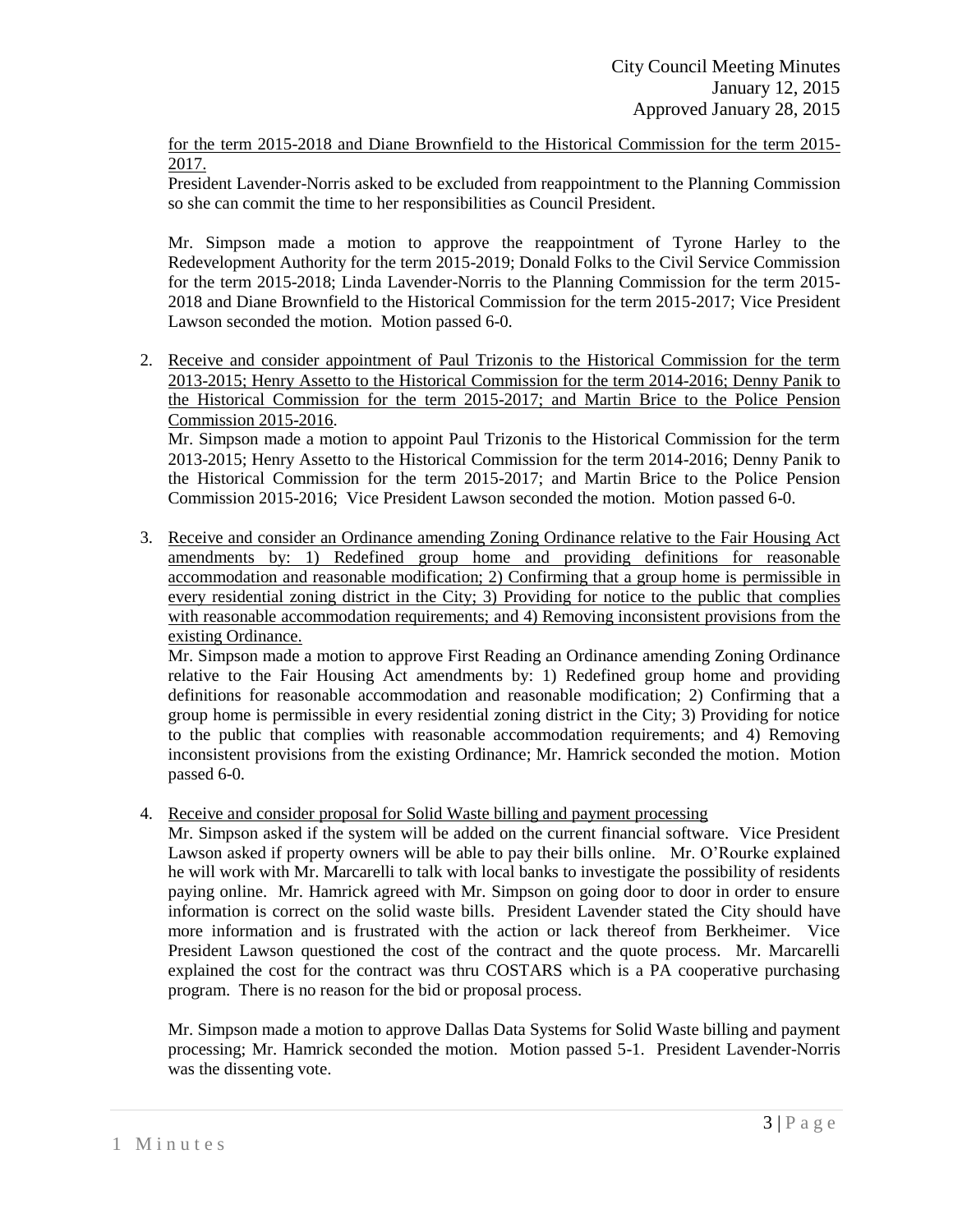for the term 2015-2018 and Diane Brownfield to the Historical Commission for the term 2015-2017.

President Lavender-Norris asked to be excluded from reappointment to the Planning Commission so she can commit the time to her responsibilities as Council President.

Mr. Simpson made a motion to approve the reappointment of Tyrone Harley to the Redevelopment Authority for the term 2015-2019; Donald Folks to the Civil Service Commission for the term 2015-2018; Linda Lavender-Norris to the Planning Commission for the term 2015-2018 and Diane Brownfield to the Historical Commission for the term 2015-2017; Vice President Lawson seconded the motion. Motion passed 6-0.

2. Receive and consider appointment of Paul Trizonis to the Historical Commission for the term 2013-2015; Henry Assetto to the Historical Commission for the term 2014-2016; Denny Panik to the Historical Commission for the term 2015-2017; and Martin Brice to the Police Pension Commission 2015-2016.

   Mr. Simpson made a motion to appoint Paul Trizonis to the Historical Commission for the term 2013-2015; Henry Assetto to the Historical Commission for the term 2014-2016; Denny Panik to the Historical Commission for the term 2015-2017; and Martin Brice to the Police Pension Commission 2015-2016; Vice President Lawson seconded the motion. Motion passed 6-0.

3. Receive and consider an Ordinance amending Zoning Ordinance relative to the Fair Housing Act amendments by: 1) Redefined group home and providing definitions for reasonable accommodation and reasonable modification; 2) Confirming that a group home is permissible in every residential zoning district in the City; 3) Providing for notice to the public that complies with reasonable accommodation requirements; and 4) Removing inconsistent provisions from the existing Ordinance.

   Mr. Simpson made a motion to approve First Reading an Ordinance amending Zoning Ordinance relative to the Fair Housing Act amendments by: 1) Redefined group home and providing definitions for reasonable accommodation and reasonable modification; 2) Confirming that a group home is permissible in every residential zoning district in the City; 3) Providing for notice to the public that complies with reasonable accommodation requirements; and 4) Removing inconsistent provisions from the existing Ordinance; Mr. Hamrick seconded the motion. Motion passed 6-0.

4. Receive and consider proposal for Solid Waste billing and payment processing

   Mr. Simpson asked if the system will be added on the current financial software. Vice President Lawson asked if property owners will be able to pay their bills online. Mr. O'Rourke explained he will work with Mr. Marcarelli to talk with local banks to investigate the possibility of residents paying online. Mr. Hamrick agreed with Mr. Simpson on going door to door in order to ensure information is correct on the solid waste bills. President Lavender stated the City should have more information and is frustrated with the action or lack thereof from Berkheimer. Vice President Lawson questioned the cost of the contract and the quote process. Mr. Marcarelli explained the cost for the contract was thru COSTARS which is a PA cooperative purchasing program. There is no reason for the bid or proposal process.

   Mr. Simpson made a motion to approve Dallas Data Systems for Solid Waste billing and payment processing; Mr. Hamrick seconded the motion. Motion passed 5-1. President Lavender-Norris was the dissenting vote.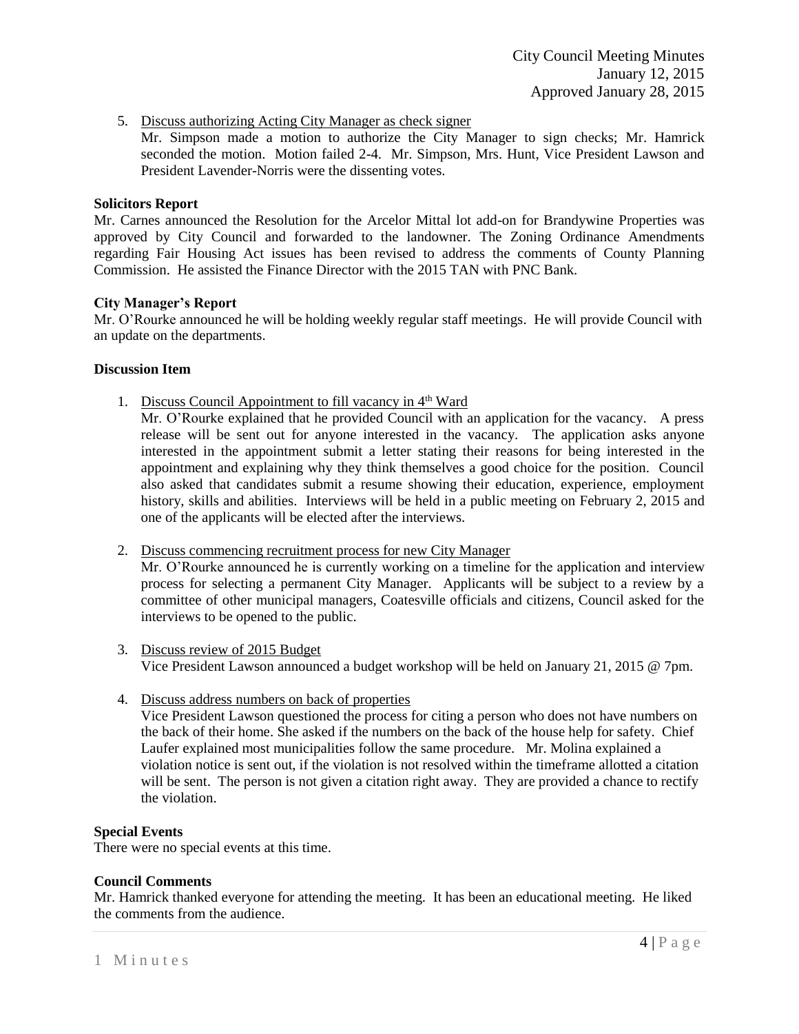5. Discuss authorizing Acting City Manager as check signer

   Mr. Simpson made a motion to authorize the City Manager to sign checks; Mr. Hamrick seconded the motion. Motion failed 2-4. Mr. Simpson, Mrs. Hunt, Vice President Lawson and President Lavender-Norris were the dissenting votes.

**Solicitors Report**

Mr. Carnes announced the Resolution for the Arcelor Mittal lot add-on for Brandywine Properties was approved by City Council and forwarded to the landowner. The Zoning Ordinance Amendments regarding Fair Housing Act issues has been revised to address the comments of County Planning Commission. He assisted the Finance Director with the 2015 TAN with PNC Bank.

**City Manager's Report**

Mr. O'Rourke announced he will be holding weekly regular staff meetings. He will provide Council with an update on the departments.

**Discussion Item**

1. Discuss Council Appointment to fill vacancy in 4th Ward

   Mr. O'Rourke explained that he provided Council with an application for the vacancy. A press release will be sent out for anyone interested in the vacancy. The application asks anyone interested in the appointment submit a letter stating their reasons for being interested in the appointment and explaining why they think themselves a good choice for the position. Council also asked that candidates submit a resume showing their education, experience, employment history, skills and abilities. Interviews will be held in a public meeting on February 2, 2015 and one of the applicants will be elected after the interviews.

2. Discuss commencing recruitment process for new City Manager

   Mr. O'Rourke announced he is currently working on a timeline for the application and interview process for selecting a permanent City Manager. Applicants will be subject to a review by a committee of other municipal managers, Coatesville officials and citizens, Council asked for the interviews to be opened to the public.

3. Discuss review of 2015 Budget

   Vice President Lawson announced a budget workshop will be held on January 21, 2015 @ 7pm.

4. Discuss address numbers on back of properties

   Vice President Lawson questioned the process for citing a person who does not have numbers on the back of their home. She asked if the numbers on the back of the house help for safety. Chief Laufer explained most municipalities follow the same procedure. Mr. Molina explained a violation notice is sent out, if the violation is not resolved within the timeframe allotted a citation will be sent. The person is not given a citation right away. They are provided a chance to rectify the violation.

**Special Events**

There were no special events at this time.

**Council Comments**

Mr. Hamrick thanked everyone for attending the meeting. It has been an educational meeting. He liked the comments from the audience.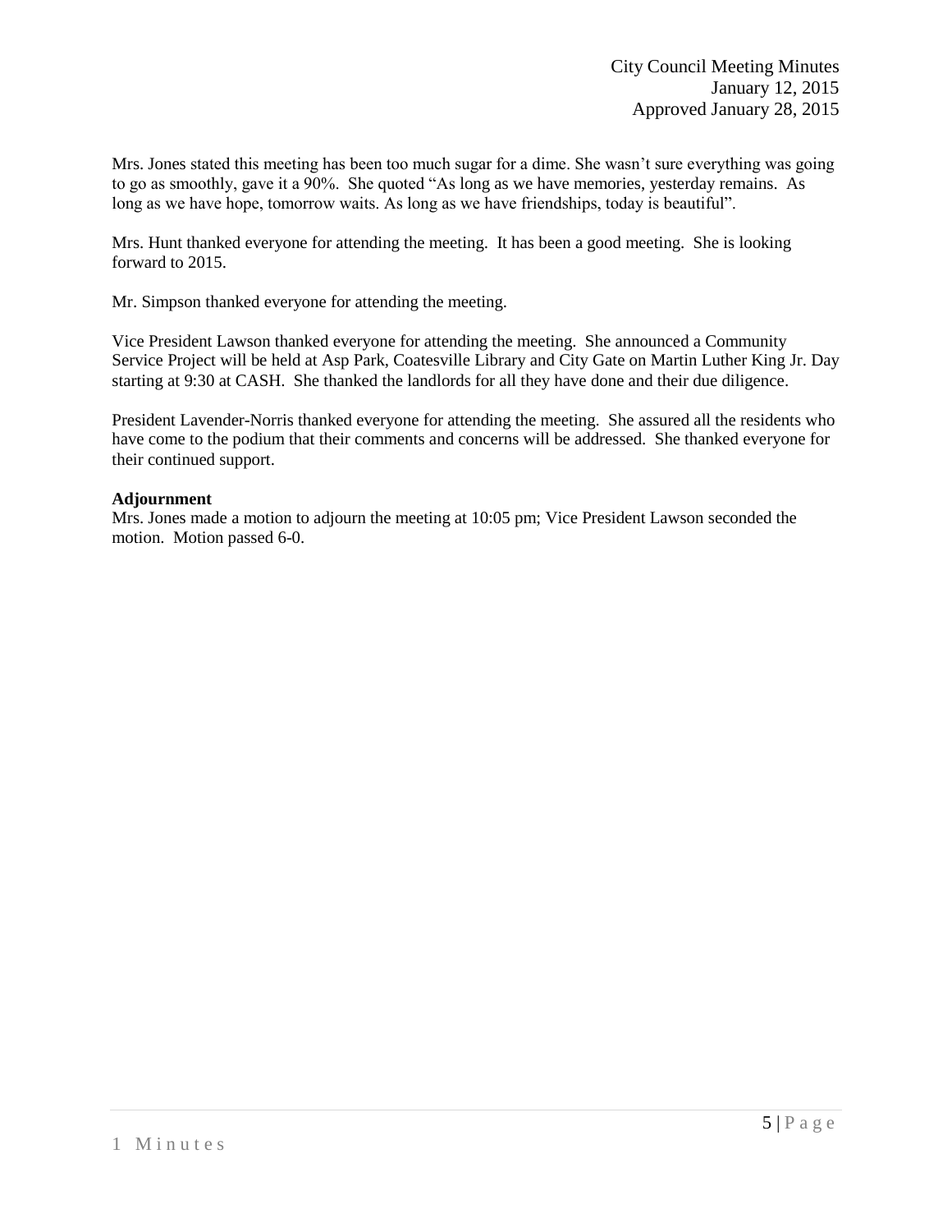Mrs. Jones stated this meeting has been too much sugar for a dime. She wasn't sure everything was going to go as smoothly, gave it a 90%. She quoted "As long as we have memories, yesterday remains. As long as we have hope, tomorrow waits. As long as we have friendships, today is beautiful".

Mrs. Hunt thanked everyone for attending the meeting. It has been a good meeting. She is looking forward to 2015.

Mr. Simpson thanked everyone for attending the meeting.

Vice President Lawson thanked everyone for attending the meeting. She announced a Community Service Project will be held at Asp Park, Coatesville Library and City Gate on Martin Luther King Jr. Day starting at 9:30 at CASH. She thanked the landlords for all they have done and their due diligence.

President Lavender-Norris thanked everyone for attending the meeting. She assured all the residents who have come to the podium that their comments and concerns will be addressed. She thanked everyone for their continued support.

**Adjournment**

Mrs. Jones made a motion to adjourn the meeting at 10:05 pm; Vice President Lawson seconded the motion. Motion passed 6-0.